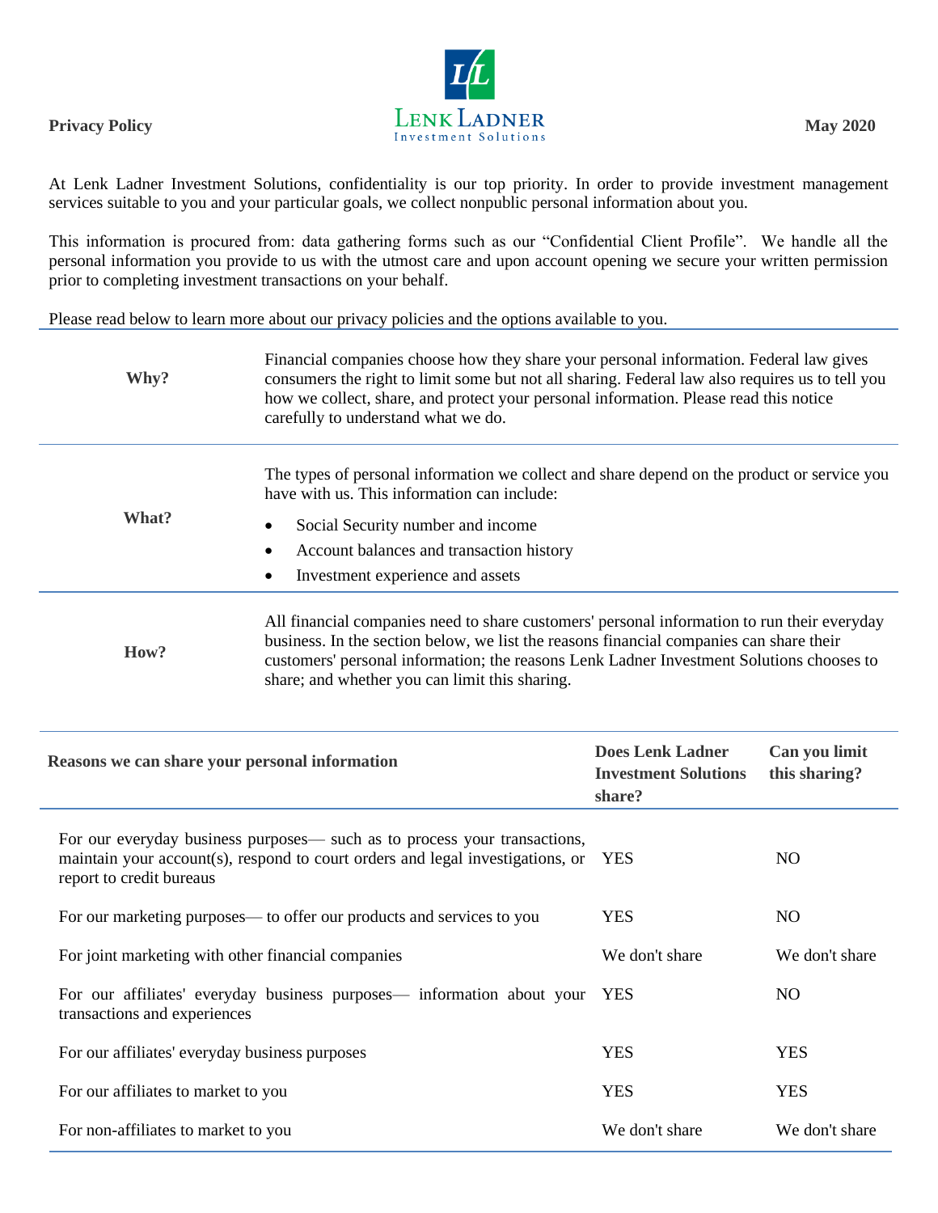**Privacy Policy**

**LENK LADNER**
Investment Solutions

**May 2020**

At Lenk Ladner Investment Solutions, confidentiality is our top priority. In order to provide investment management services suitable to you and your particular goals, we collect nonpublic personal information about you.

This information is procured from: data gathering forms such as our "Confidential Client Profile". We handle all the personal information you provide to us with the utmost care and upon account opening we secure your written permission prior to completing investment transactions on your behalf.

Please read below to learn more about our privacy policies and the options available to you.

| | |
|---|---|
| **Why?** | Financial companies choose how they share your personal information. Federal law gives consumers the right to limit some but not all sharing. Federal law also requires us to tell you how we collect, share, and protect your personal information. Please read this notice carefully to understand what we do. |
| **What?** | The types of personal information we collect and share depend on the product or service you have with us. This information can include:<br>• Social Security number and income<br>• Account balances and transaction history<br>• Investment experience and assets |
| **How?** | All financial companies need to share customers' personal information to run their everyday business. In the section below, we list the reasons financial companies can share their customers' personal information; the reasons Lenk Ladner Investment Solutions chooses to share; and whether you can limit this sharing. |

| **Reasons we can share your personal information** | **Does Lenk Ladner Investment Solutions share?** | **Can you limit this sharing?** |
|---|---|---|
| For our everyday business purposes— such as to process your transactions, maintain your account(s), respond to court orders and legal investigations, or report to credit bureaus | YES | NO |
| For our marketing purposes— to offer our products and services to you | YES | NO |
| For joint marketing with other financial companies | We don't share | We don't share |
| For our affiliates' everyday business purposes— information about your transactions and experiences | YES | NO |
| For our affiliates' everyday business purposes | YES | YES |
| For our affiliates to market to you | YES | YES |
| For non-affiliates to market to you | We don't share | We don't share |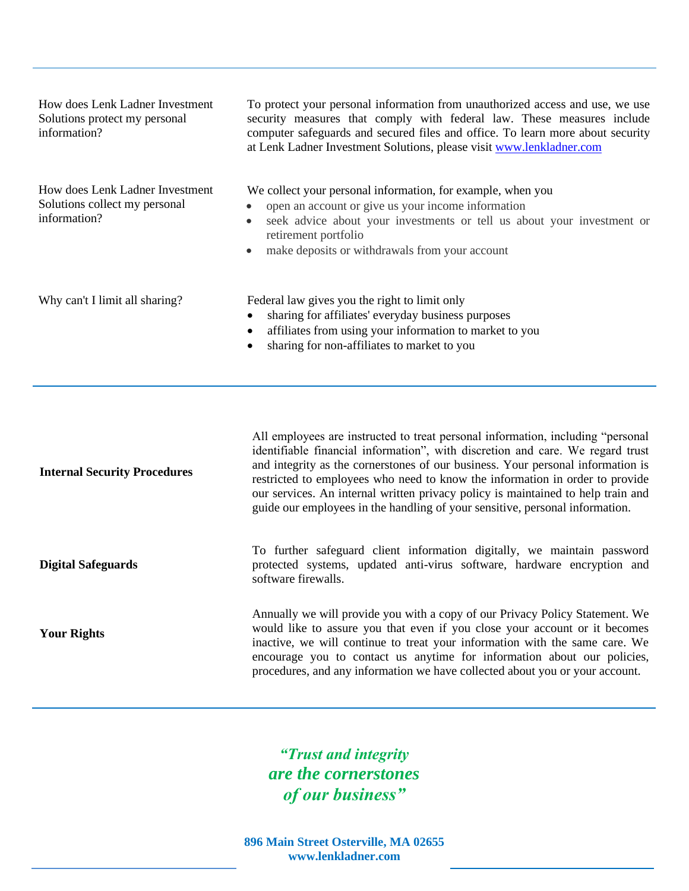| | |
|---|---|
| How does Lenk Ladner Investment Solutions protect my personal information? | To protect your personal information from unauthorized access and use, we use security measures that comply with federal law. These measures include computer safeguards and secured files and office. To learn more about security at Lenk Ladner Investment Solutions, please visit www.lenkladner.com |
| How does Lenk Ladner Investment Solutions collect my personal information? | We collect your personal information, for example, when you<br>• open an account or give us your income information<br>• seek advice about your investments or tell us about your investment or retirement portfolio<br>• make deposits or withdrawals from your account |
| Why can't I limit all sharing? | Federal law gives you the right to limit only<br>• sharing for affiliates' everyday business purposes<br>• affiliates from using your information to market to you<br>• sharing for non-affiliates to market to you |

| | |
|---|---|
| **Internal Security Procedures** | All employees are instructed to treat personal information, including "personal identifiable financial information", with discretion and care. We regard trust and integrity as the cornerstones of our business. Your personal information is restricted to employees who need to know the information in order to provide our services. An internal written privacy policy is maintained to help train and guide our employees in the handling of your sensitive, personal information. |
| **Digital Safeguards** | To further safeguard client information digitally, we maintain password protected systems, updated anti-virus software, hardware encryption and software firewalls. |
| **Your Rights** | Annually we will provide you with a copy of our Privacy Policy Statement. We would like to assure you that even if you close your account or it becomes inactive, we will continue to treat your information with the same care. We encourage you to contact us anytime for information about our policies, procedures, and any information we have collected about you or your account. |

***"Trust and integrity are the cornerstones of our business"***

**896 Main Street Osterville, MA 02655**
**www.lenkladner.com**